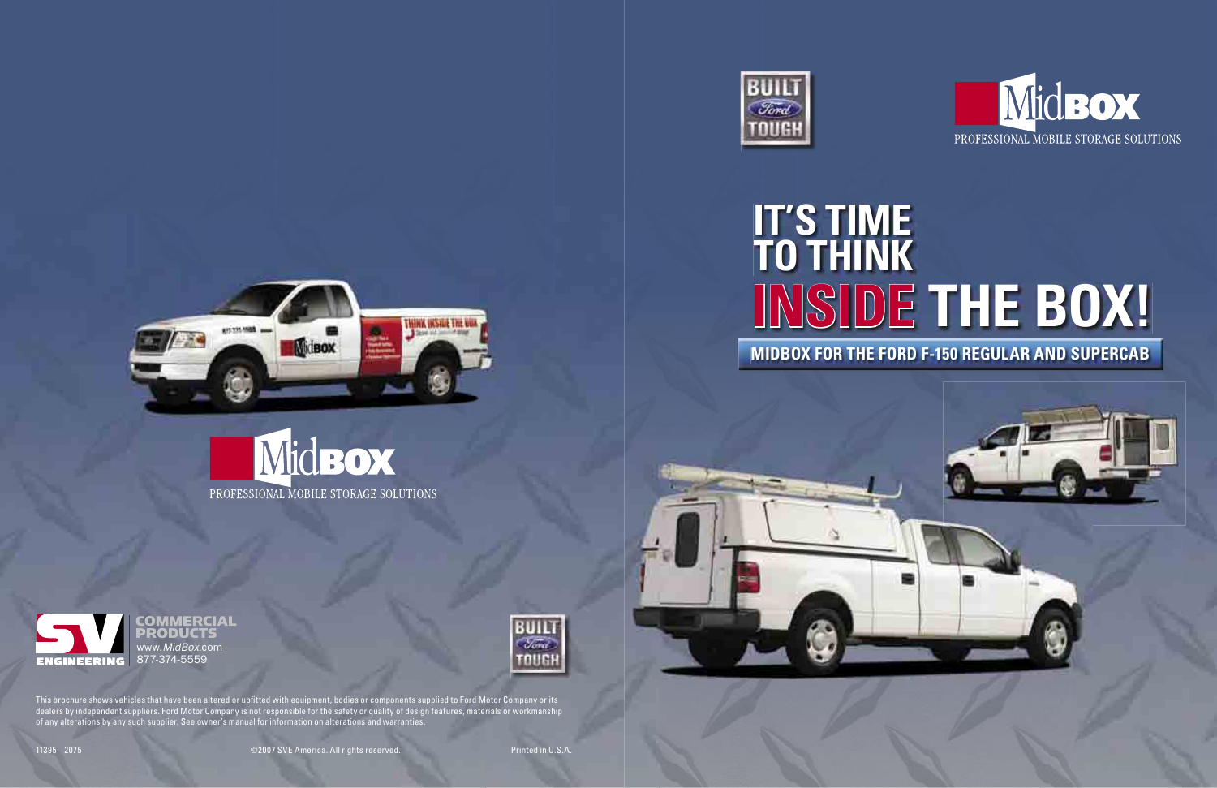BUILT Ford TOUGH

MidBOX

PROFESSIONAL MOBILE STORAGE SOLUTIONS

# IT'S TIME TO THINK INSIDE THE BOX!

## MIDBOX FOR THE FORD F-150 REGULAR AND SUPERCAB

MidBOX

PROFESSIONAL MOBILE STORAGE SOLUTIONS

SV ENGINEERING

COMMERCIAL PRODUCTS
www.*MidBox*.com
877-374-5559

BUILT Ford TOUGH

This brochure shows vehicles that have been altered or upfitted with equipment, bodies or components supplied to Ford Motor Company or its dealers by independent suppliers. Ford Motor Company is not responsible for the safety or quality of design features, materials or workmanship of any alterations by any such supplier. See owner's manual for information on alterations and warranties.

11395 2075

©2007 SVE America. All rights reserved.

Printed in U.S.A.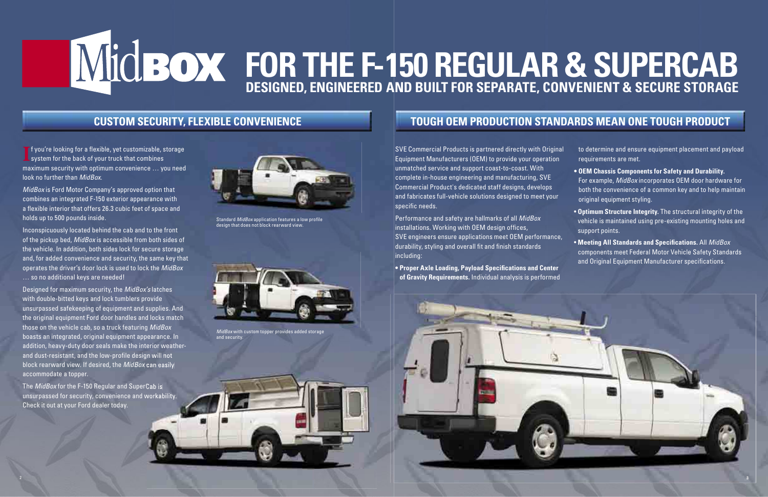# MidBOX FOR THE F-150 REGULAR & SUPERCAB

## DESIGNED, ENGINEERED AND BUILT FOR SEPARATE, CONVENIENT & SECURE STORAGE

## CUSTOM SECURITY, FLEXIBLE CONVENIENCE

If you're looking for a flexible, yet customizable, storage system for the back of your truck that combines maximum security with optimum convenience … you need look no further than *MidBox*.

*MidBox* is Ford Motor Company's approved option that combines an integrated F-150 exterior appearance with a flexible interior that offers 26.3 cubic feet of space and holds up to 500 pounds inside.

Inconspicuously located behind the cab and to the front of the pickup bed, *MidBox* is accessible from both sides of the vehicle. In addition, both sides lock for secure storage and, for added convenience and security, the same key that operates the driver's door lock is used to lock the *MidBox* … so no additional keys are needed!

Designed for maximum security, the *MidBox's* latches with double-bitted keys and lock tumblers provide unsurpassed safekeeping of equipment and supplies. And the original equipment Ford door handles and locks match those on the vehicle cab, so a truck featuring *MidBox* boasts an integrated, original equipment appearance. In addition, heavy-duty door seals make the interior weather- and dust-resistant, and the low-profile design will not block rearward view. If desired, the *MidBox* can easily accommodate a topper.

The *MidBox* for the F-150 Regular and SuperCab is unsurpassed for security, convenience and workability. Check it out at your Ford dealer today.

Standard *MidBox* application features a low profile design that does not block rearward view.

*MidBox* with custom topper provides added storage and security.

## TOUGH OEM PRODUCTION STANDARDS MEAN ONE TOUGH PRODUCT

SVE Commercial Products is partnered directly with Original Equipment Manufacturers (OEM) to provide your operation unmatched service and support coast-to-coast. With complete in-house engineering and manufacturing, SVE Commercial Product's dedicated staff designs, develops and fabricates full-vehicle solutions designed to meet your specific needs.

Performance and safety are hallmarks of all *MidBox* installations. Working with OEM design offices, SVE engineers ensure applications meet OEM performance, durability, styling and overall fit and finish standards including:

- **Proper Axle Loading, Payload Specifications and Center of Gravity Requirements.** Individual analysis is performed to determine and ensure equipment placement and payload requirements are met.
- **OEM Chassis Components for Safety and Durability.** For example, *MidBox* incorporates OEM door hardware for both the convenience of a common key and to help maintain original equipment styling.
- **Optimum Structure Integrity.** The structural integrity of the vehicle is maintained using pre-existing mounting holes and support points.
- **Meeting All Standards and Specifications.** All *MidBox* components meet Federal Motor Vehicle Safety Standards and Original Equipment Manufacturer specifications.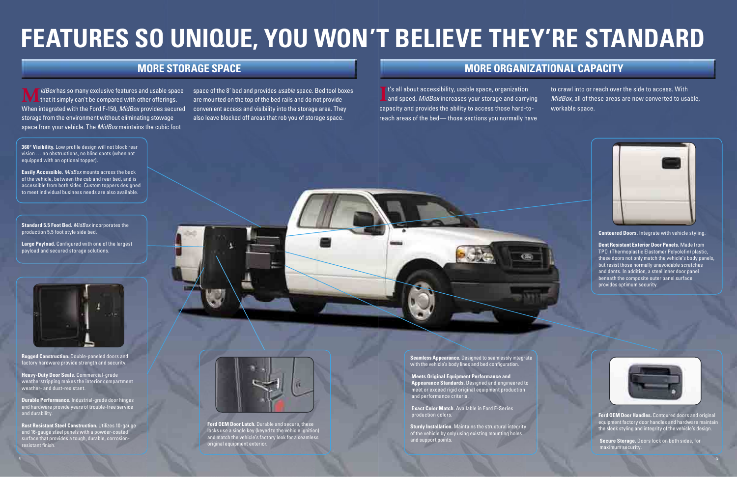# FEATURES SO UNIQUE, YOU WON'T BELIEVE THEY'RE STANDARD

## MORE STORAGE SPACE

*MidBox* has so many exclusive features and usable space that it simply can't be compared with other offerings. When integrated with the Ford F-150, *MidBox* provides secured storage from the environment without eliminating stowage space from your vehicle. The *MidBox* maintains the cubic foot space of the 8' bed and provides *usable* space. Bed tool boxes are mounted on the top of the bed rails and do not provide convenient access and visibility into the storage area. They also leave blocked off areas that rob you of storage space.

**360° Visibility.** Low profile design will not block rear vision … no obstructions, no blind spots (when not equipped with an optional topper).

**Easily Accessible.** *MidBox* mounts across the back of the vehicle, between the cab and rear bed, and is accessible from both sides. Custom toppers designed to meet individual business needs are also available.

**Standard 5.5 Foot Bed.** *MidBox* incorporates the production 5.5 foot style side bed.

**Large Payload.** Configured with one of the largest payload and secured storage solutions.

**Rugged Construction.** Double-paneled doors and factory hardware provide strength and security.

**Heavy-Duty Door Seals.** Commercial-grade weatherstripping makes the interior compartment weather- and dust-resistant.

**Durable Performance.** Industrial-grade door hinges and hardware provide years of trouble-free service and durability.

**Rust Resistant Steel Construction.** Utilizes 10-gauge and 16-gauge steel panels with a powder-coated surface that provides a tough, durable, corrosion-resistant finish.

**Ford OEM Door Latch.** Durable and secure, these locks use a single key (keyed to the vehicle ignition) and match the vehicle's factory look for a seamless original equipment exterior.

## MORE ORGANIZATIONAL CAPACITY

It's all about accessibility, usable space, organization and speed. *MidBox* increases your storage and carrying capacity and provides the ability to access those hard-to-reach areas of the bed— those sections you normally have to crawl into or reach over the side to access. With *MidBox*, all of these areas are now converted to usable, workable space.

**Contoured Doors.** Integrate with vehicle styling.

**Dent Resistant Exterior Door Panels.** Made from TPO (Thermoplastic Elastomer Polyolefin) plastic, these doors not only match the vehicle's body panels, but resist those normally unavoidable scratches and dents. In addition, a steel inner door panel beneath the composite outer panel surface provides optimum security.

**Seamless Appearance.** Designed to seamlessly integrate with the vehicle's body lines and bed configuration.

**Meets Original Equipment Performance and Appearance Standards.** Designed and engineered to meet or exceed rigid original equipment production and performance criteria.

**Exact Color Match.** Available in Ford F-Series production colors.

**Sturdy Installation.** Maintains the structural integrity of the vehicle by only using existing mounting holes and support points.

**Ford OEM Door Handles.** Contoured doors and original equipment factory door handles and hardware maintain the sleek styling and integrity of the vehicle's design.

**Secure Storage.** Doors lock on both sides, for maximum security.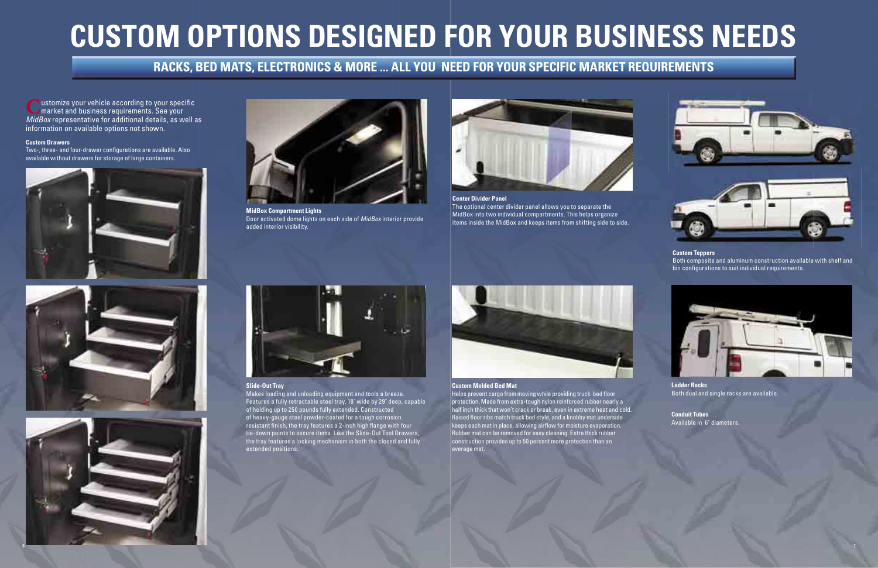# CUSTOM OPTIONS DESIGNED FOR YOUR BUSINESS NEEDS

## RACKS, BED MATS, ELECTRONICS & MORE ... ALL YOU NEED FOR YOUR SPECIFIC MARKET REQUIREMENTS

Customize your vehicle according to your specific market and business requirements. See your *MidBox* representative for additional details, as well as information on available options not shown.

**Custom Drawers**
Two-, three- and four-drawer configurations are available. Also available without drawers for storage of large containers.

**MidBox Compartment Lights**
Door activated dome lights on each side of *MidBox* interior provide added interior visibility.

**Slide-Out Tray**
Makes loading and unloading equipment and tools a breeze. Features a fully retractable steel tray, 18" wide by 29" deep, capable of holding up to 250 pounds fully extended. Constructed of heavy-gauge steel powder-coated for a tough corrosion resistant finish, the tray features a 2-inch high flange with four tie-down points to secure items. Like the Slide-Out Tool Drawers, the tray features a locking mechanism in both the closed and fully extended positions.

**Center Divider Panel**
The optional center divider panel allows you to separate the MidBox into two individual compartments. This helps organize items inside the MidBox and keeps items from shifting side to side.

**Custom Molded Bed Mat**
Helps prevent cargo from moving while providing truck bed floor protection. Made from extra-tough nylon reinforced rubber nearly a half inch thick that won't crack or break, even in extreme heat and cold. Raised floor ribs match truck bed style, and a knobby mat underside keeps each mat in place, allowing airflow for moisture evaporation. Rubber mat can be removed for easy cleaning. Extra thick rubber construction provides up to 50 percent more protection than an average mat.

**Custom Toppers**
Both composite and aluminum construction available with shelf and bin configurations to suit individual requirements.

**Ladder Racks**
Both dual and single racks are available.

**Conduit Tubes**
Available in 6" diameters.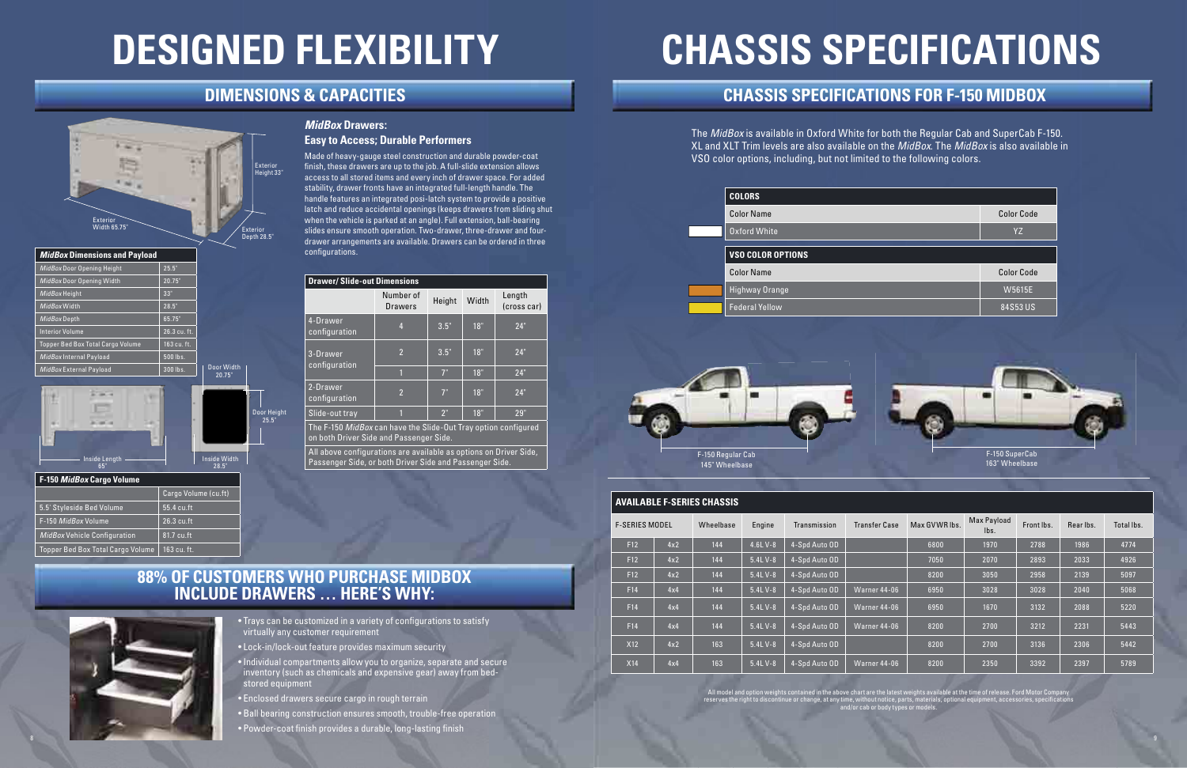# DESIGNED FLEXIBILITY

## DIMENSIONS & CAPACITIES

Exterior Height 33"

Exterior Width 65.75"

Exterior Depth 28.5"

| *MidBox* Dimensions and Payload | |
|---|---|
| *MidBox* Door Opening Height | 25.5" |
| *MidBox* Door Opening Width | 20.75" |
| *MidBox* Height | 33" |
| *MidBox* Width | 28.5" |
| *MidBox* Depth | 65.75" |
| Interior Volume | 26.3 cu. ft. |
| Topper Bed Box Total Cargo Volume | 163 cu. ft. |
| *MidBox* Internal Payload | 500 lbs. |
| *MidBox* External Payload | 300 lbs. |

Door Width 20.75"

Door Height 25.5"

Inside Length 65"

Inside Width 28.5"

| F-150 *MidBox* Cargo Volume | |
|---|---|
| | Cargo Volume (cu.ft) |
| 5.5' Styleside Bed Volume | 55.4 cu.ft |
| F-150 *MidBox* Volume | 26.3 cu.ft |
| *MidBox* Vehicle Configuration | 81.7 cu.ft |
| Topper Bed Box Total Cargo Volume | 163 cu. ft. |

### *MidBox* Drawers:
### Easy to Access; Durable Performers

Made of heavy-gauge steel construction and durable powder-coat finish, these drawers are up to the job. A full-slide extension allows access to all stored items and every inch of drawer space. For added stability, drawer fronts have an integrated full-length handle. The handle features an integrated posi-latch system to provide a positive latch and reduce accidental openings (keeps drawers from sliding shut when the vehicle is parked at an angle). Full extension, ball-bearing slides ensure smooth operation. Two-drawer, three-drawer and four-drawer arrangements are available. Drawers can be ordered in three configurations.

| Drawer/ Slide-out Dimensions | | | | |
|---|---|---|---|---|
| | Number of Drawers | Height | Width | Length (cross car) |
| 4-Drawer configuration | 4 | 3.5" | 18" | 24" |
| 3-Drawer configuration | 2 | 3.5" | 18" | 24" |
| | 1 | 7" | 18" | 24" |
| 2-Drawer configuration | 2 | 7" | 18" | 24" |
| Slide-out tray | 1 | 2" | 18" | 29" |

The F-150 *MidBox* can have the Slide-Out Tray option configured on both Driver Side and Passenger Side.

All above configurations are available as options on Driver Side, Passenger Side, or both Driver Side and Passenger Side.

## 88% OF CUSTOMERS WHO PURCHASE MIDBOX INCLUDE DRAWERS … HERE'S WHY:

- Trays can be customized in a variety of configurations to satisfy virtually any customer requirement
- Lock-in/lock-out feature provides maximum security
- Individual compartments allow you to organize, separate and secure inventory (such as chemicals and expensive gear) away from bed-stored equipment
- Enclosed drawers secure cargo in rough terrain
- Ball bearing construction ensures smooth, trouble-free operation
- Powder-coat finish provides a durable, long-lasting finish

# CHASSIS SPECIFICATIONS

## CHASSIS SPECIFICATIONS FOR F-150 MIDBOX

The *MidBox* is available in Oxford White for both the Regular Cab and SuperCab F-150. XL and XLT Trim levels are also available on the *MidBox*. The *MidBox* is also available in VSO color options, including, but not limited to the following colors.

| COLORS | |
|---|---|
| Color Name | Color Code |
| Oxford White | YZ |

| VSO COLOR OPTIONS | |
|---|---|
| Color Name | Color Code |
| Highway Orange | W5615E |
| Federal Yellow | 84S53 US |

F-150 Regular Cab
145" Wheelbase

F-150 SuperCab
163" Wheelbase

| AVAILABLE F-SERIES CHASSIS | | | | | | | | | | |
|---|---|---|---|---|---|---|---|---|---|---|
| F-SERIES MODEL | | Wheelbase | Engine | Transmission | Transfer Case | Max GVWR lbs. | Max Payload lbs. | Front lbs. | Rear lbs. | Total lbs. |
| F12 | 4x2 | 144 | 4.6L V-8 | 4-Spd Auto OD | | 6800 | 1970 | 2788 | 1986 | 4774 |
| F12 | 4x2 | 144 | 5.4L V-8 | 4-Spd Auto OD | | 7050 | 2070 | 2893 | 2033 | 4926 |
| F12 | 4x2 | 144 | 5.4L V-8 | 4-Spd Auto OD | | 8200 | 3050 | 2958 | 2139 | 5097 |
| F14 | 4x4 | 144 | 5.4L V-8 | 4-Spd Auto OD | Warner 44-06 | 6950 | 3028 | 3028 | 2040 | 5068 |
| F14 | 4x4 | 144 | 5.4L V-8 | 4-Spd Auto OD | Warner 44-06 | 6950 | 1670 | 3132 | 2088 | 5220 |
| F14 | 4x4 | 144 | 5.4L V-8 | 4-Spd Auto OD | Warner 44-06 | 8200 | 2700 | 3212 | 2231 | 5443 |
| X12 | 4x2 | 163 | 5.4L V-8 | 4-Spd Auto OD | | 8200 | 2700 | 3136 | 2306 | 5442 |
| X14 | 4x4 | 163 | 5.4L V-8 | 4-Spd Auto OD | Warner 44-06 | 8200 | 2350 | 3392 | 2397 | 5789 |

All model and option weights contained in the above chart are the latest weights available at the time of release. Ford Motor Company reserves the right to discontinue or change, at any time, without notice, parts, materials, optional equipment, accessories, specifications and/or cab or body types or models.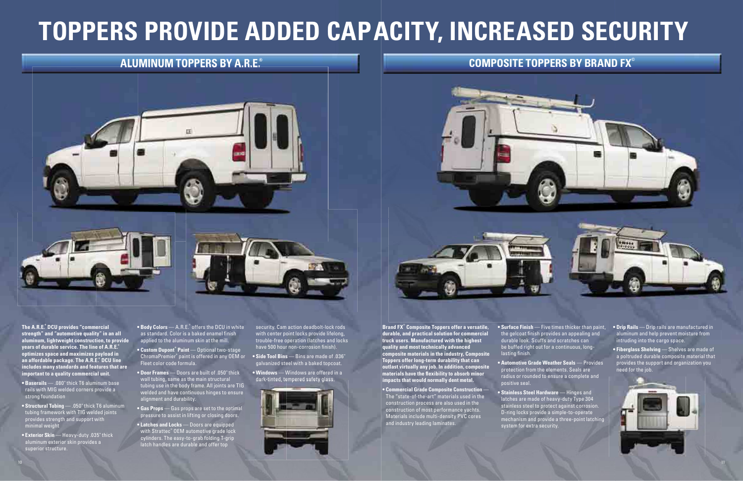# TOPPERS PROVIDE ADDED CAPACITY, INCREASED SECURITY

## ALUMINUM TOPPERS BY A.R.E.®

**The A.R.E.® DCU provides "commercial strength" and "automotive quality" in an all aluminum, lightweight construction, to provide years of durable service. The line of A.R.E.® optimizes space and maximizes payload in an affordable package. The A.R.E.® DCU line includes many standards and features that are important to a quality commercial unit.**

- **Baserails** — .080" thick T6 aluminum base rails with MIG welded corners provide a strong foundation
- **Structural Tubing** — .050" thick T6 aluminum tubing framework with TIG welded joints provides strength and support with minimal weight
- **Exterior Skin** — Heavy-duty .035" thick aluminum exterior skin provides a superior structure.
- **Body Colors** — A.R.E.® offers the DCU in white as standard. Color is a baked enamel finish applied to the aluminum skin at the mill.
- **Custom Dupont® Paint** — Optional two-stage ChromaPremier® paint is offered in any OEM or Fleet color code formula.
- **Door Frames** — Doors are built of .050" thick wall tubing, same as the main structural tubing use in the body frame. All joints are TIG welded and have continuous hinges to ensure alignment and durability.
- **Gas Props** — Gas props are set to the optimal pressure to assist in lifting or closing doors.
- **Latches and Locks** — Doors are equipped with Strattec® OEM automotive grade lock cylinders. The easy-to-grab folding T-grip latch handles are durable and offer top security. Cam action deadbolt-lock rods with center point locks provide lifelong, trouble-free operation (latches and locks have 500 hour non-corrosion finish).
- **Side Tool Bins** — Bins are made of .036" galvanized steel with a baked topcoat.
- **Windows** — Windows are offered in a dark-tinted, tempered safety glass.

## COMPOSITE TOPPERS BY BRAND FX®

**Brand FX® Composite Toppers offer a versatile, durable, and practical solution for commercial truck users. Manufactured with the highest quality and most technically advanced composite materials in the industry, Composite Toppers offer long-term durability that can outlast virtually any job. In addition, composite materials have the flexibility to absorb minor impacts that would normally dent metal.**

- **Commercial Grade Composite Construction** — The "state-of-the-art" materials used in the construction process are also used in the construction of most performance yachts. Materials include multi-density PVC cores and industry leading laminates.
- **Surface Finish** — Five times thicker than paint, the gelcoat finish provides an appealing and durable look. Scuffs and scratches can be buffed right out for a continuous, long-lasting finish.
- **Automotive Grade Weather Seals** — Provides protection from the elements. Seals are radius or rounded to ensure a complete and positive seal.
- **Stainless Steel Hardware** — Hinges and latches are made of heavy-duty Type 304 stainless steel to protect against corrosion. D-ring locks provide a simple-to-operate mechanism and provide a three-point latching system for extra security.
- **Drip Rails** — Drip rails are manufactured in aluminum and help prevent moisture from intruding into the cargo space.
- **Fiberglass Shelving** — Shelves are made of a poltruded durable composite material that provides the support and organization you need for the job.